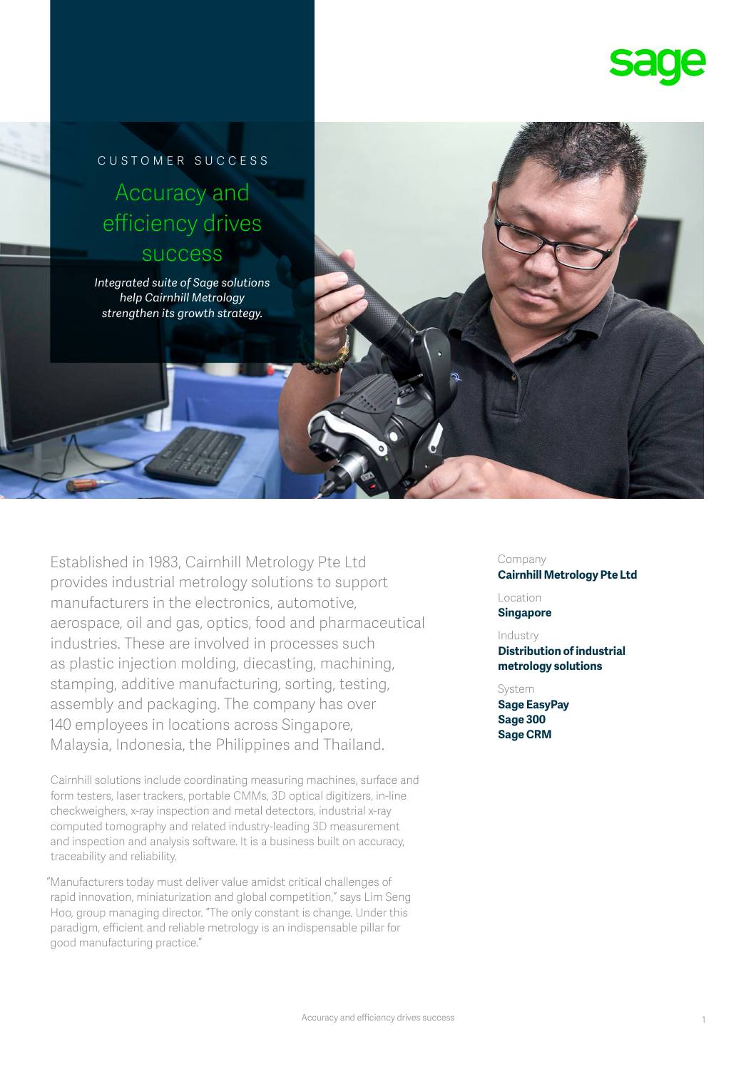CUSTOMER SUCCESS

# Accuracy and efficiency drives success

*Integrated suite of Sage solutions help Cairnhill Metrology strengthen its growth strategy.*

Established in 1983, Cairnhill Metrology Pte Ltd provides industrial metrology solutions to support manufacturers in the electronics, automotive, aerospace, oil and gas, optics, food and pharmaceutical industries. These are involved in processes such as plastic injection molding, diecasting, machining, stamping, additive manufacturing, sorting, testing, assembly and packaging. The company has over 140 employees in locations across Singapore, Malaysia, Indonesia, the Philippines and Thailand.

Cairnhill solutions include coordinating measuring machines, surface and form testers, laser trackers, portable CMMs, 3D optical digitizers, in-line checkweighers, x-ray inspection and metal detectors, industrial x-ray computed tomography and related industry-leading 3D measurement and inspection and analysis software. It is a business built on accuracy, traceability and reliability.

"Manufacturers today must deliver value amidst critical challenges of rapid innovation, miniaturization and global competition," says Lim Seng Hoo, group managing director. "The only constant is change. Under this paradigm, efficient and reliable metrology is an indispensable pillar for good manufacturing practice."

Company
**Cairnhill Metrology Pte Ltd**

Location
**Singapore**

Industry
**Distribution of industrial metrology solutions**

System
**Sage EasyPay**
**Sage 300**
**Sage CRM**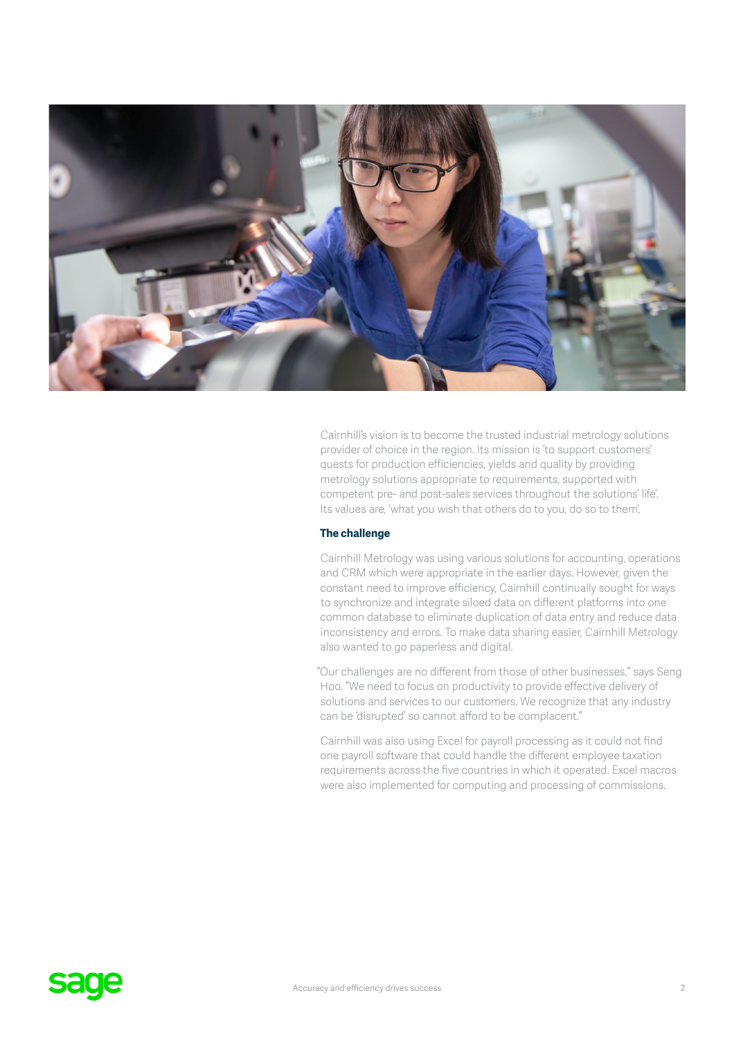Cairnhill's vision is to become the trusted industrial metrology solutions provider of choice in the region. Its mission is 'to support customers' quests for production efficiencies, yields and quality by providing metrology solutions appropriate to requirements, supported with competent pre- and post-sales services throughout the solutions' life'. Its values are, 'what you wish that others do to you, do so to them'.

### The challenge

Cairnhill Metrology was using various solutions for accounting, operations and CRM which were appropriate in the earlier days. However, given the constant need to improve efficiency, Cairnhill continually sought for ways to synchronize and integrate siloed data on different platforms into one common database to eliminate duplication of data entry and reduce data inconsistency and errors. To make data sharing easier, Cairnhill Metrology also wanted to go paperless and digital.

"Our challenges are no different from those of other businesses," says Seng Hoo. "We need to focus on productivity to provide effective delivery of solutions and services to our customers. We recognize that any industry can be 'disrupted' so cannot afford to be complacent."

Cairnhill was also using Excel for payroll processing as it could not find one payroll software that could handle the different employee taxation requirements across the five countries in which it operated. Excel macros were also implemented for computing and processing of commissions.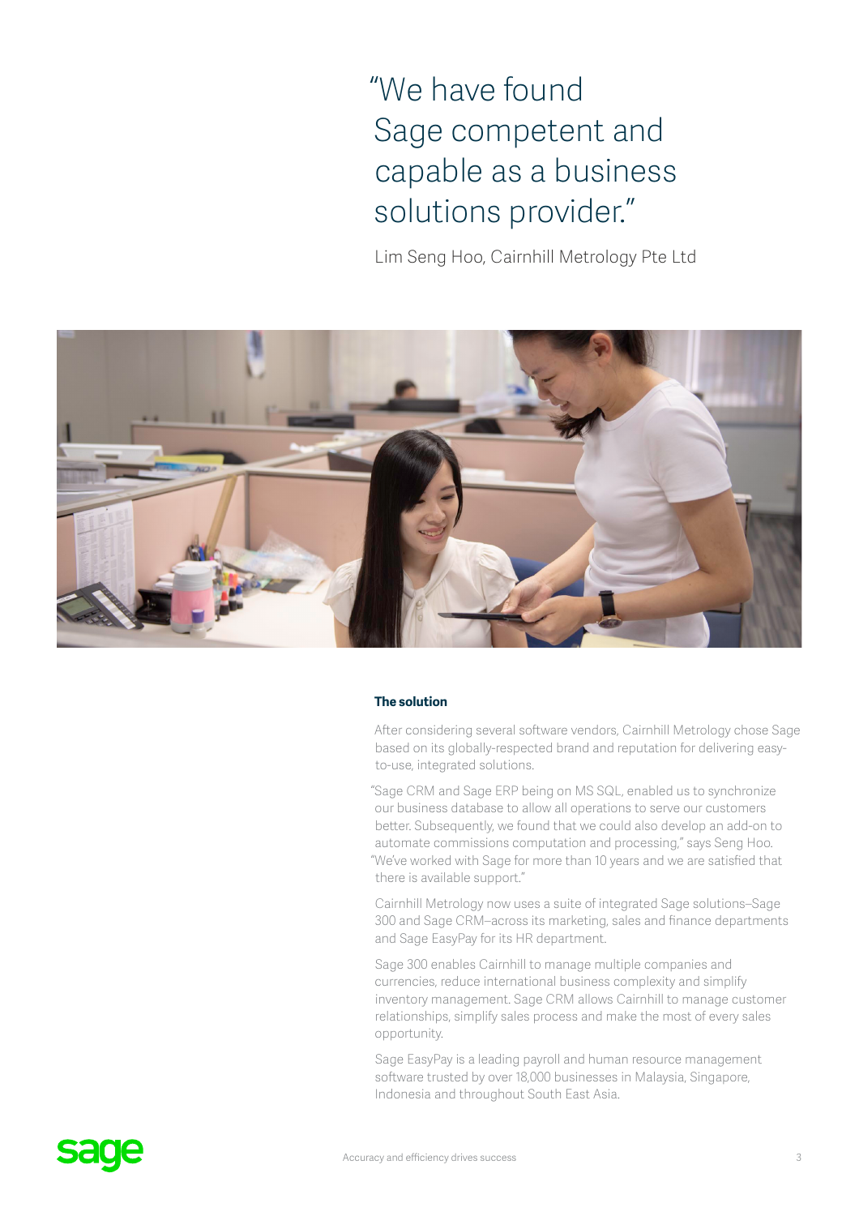> "We have found Sage competent and capable as a business solutions provider."

Lim Seng Hoo, Cairnhill Metrology Pte Ltd

### The solution

After considering several software vendors, Cairnhill Metrology chose Sage based on its globally-respected brand and reputation for delivering easy-to-use, integrated solutions.

"Sage CRM and Sage ERP being on MS SQL, enabled us to synchronize our business database to allow all operations to serve our customers better. Subsequently, we found that we could also develop an add-on to automate commissions computation and processing," says Seng Hoo. "We've worked with Sage for more than 10 years and we are satisfied that there is available support."

Cairnhill Metrology now uses a suite of integrated Sage solutions–Sage 300 and Sage CRM–across its marketing, sales and finance departments and Sage EasyPay for its HR department.

Sage 300 enables Cairnhill to manage multiple companies and currencies, reduce international business complexity and simplify inventory management. Sage CRM allows Cairnhill to manage customer relationships, simplify sales process and make the most of every sales opportunity.

Sage EasyPay is a leading payroll and human resource management software trusted by over 18,000 businesses in Malaysia, Singapore, Indonesia and throughout South East Asia.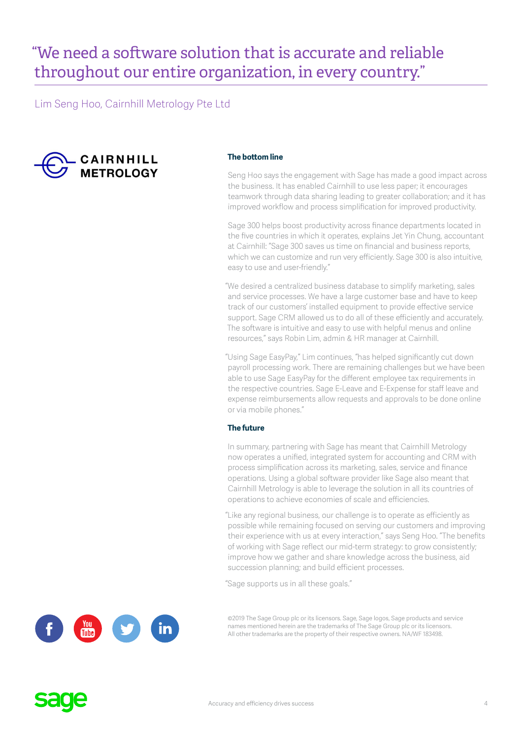# “We need a software solution that is accurate and reliable throughout our entire organization, in every country.”

Lim Seng Hoo, Cairnhill Metrology Pte Ltd

CAIRNHILL METROLOGY

### The bottom line

Seng Hoo says the engagement with Sage has made a good impact across the business. It has enabled Cairnhill to use less paper; it encourages teamwork through data sharing leading to greater collaboration; and it has improved workflow and process simplification for improved productivity.

Sage 300 helps boost productivity across finance departments located in the five countries in which it operates, explains Jet Yin Chung, accountant at Cairnhill: “Sage 300 saves us time on financial and business reports, which we can customize and run very efficiently. Sage 300 is also intuitive, easy to use and user-friendly.”

“We desired a centralized business database to simplify marketing, sales and service processes. We have a large customer base and have to keep track of our customers’ installed equipment to provide effective service support. Sage CRM allowed us to do all of these efficiently and accurately. The software is intuitive and easy to use with helpful menus and online resources,” says Robin Lim, admin & HR manager at Cairnhill.

“Using Sage EasyPay,” Lim continues, “has helped significantly cut down payroll processing work. There are remaining challenges but we have been able to use Sage EasyPay for the different employee tax requirements in the respective countries. Sage E-Leave and E-Expense for staff leave and expense reimbursements allow requests and approvals to be done online or via mobile phones.”

### The future

In summary, partnering with Sage has meant that Cairnhill Metrology now operates a unified, integrated system for accounting and CRM with process simplification across its marketing, sales, service and finance operations. Using a global software provider like Sage also meant that Cairnhill Metrology is able to leverage the solution in all its countries of operations to achieve economies of scale and efficiencies.

“Like any regional business, our challenge is to operate as efficiently as possible while remaining focused on serving our customers and improving their experience with us at every interaction,” says Seng Hoo. “The benefits of working with Sage reflect our mid-term strategy: to grow consistently; improve how we gather and share knowledge across the business, aid succession planning; and build efficient processes.

“Sage supports us in all these goals.”

©2019 The Sage Group plc or its licensors. Sage, Sage logos, Sage products and service names mentioned herein are the trademarks of The Sage Group plc or its licensors. All other trademarks are the property of their respective owners. NA/WF 183498.